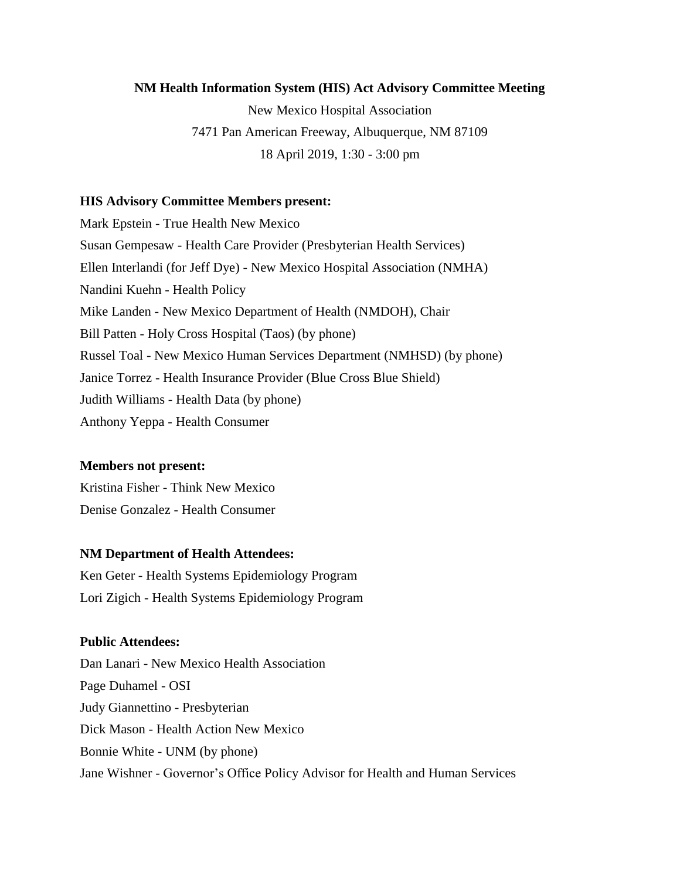# NM Health Information System (HIS) Act Advisory Committee Meeting

New Mexico Hospital Association
7471 Pan American Freeway, Albuquerque, NM 87109
18 April 2019, 1:30 - 3:00 pm

**HIS Advisory Committee Members present:**

Mark Epstein - True Health New Mexico
Susan Gempesaw - Health Care Provider (Presbyterian Health Services)
Ellen Interlandi (for Jeff Dye) - New Mexico Hospital Association (NMHA)
Nandini Kuehn - Health Policy
Mike Landen - New Mexico Department of Health (NMDOH), Chair
Bill Patten - Holy Cross Hospital (Taos) (by phone)
Russel Toal - New Mexico Human Services Department (NMHSD) (by phone)
Janice Torrez - Health Insurance Provider (Blue Cross Blue Shield)
Judith Williams - Health Data (by phone)
Anthony Yeppa - Health Consumer

**Members not present:**

Kristina Fisher - Think New Mexico
Denise Gonzalez - Health Consumer

**NM Department of Health Attendees:**

Ken Geter - Health Systems Epidemiology Program
Lori Zigich - Health Systems Epidemiology Program

**Public Attendees:**

Dan Lanari - New Mexico Health Association
Page Duhamel - OSI
Judy Giannettino - Presbyterian
Dick Mason - Health Action New Mexico
Bonnie White - UNM (by phone)
Jane Wishner - Governor's Office Policy Advisor for Health and Human Services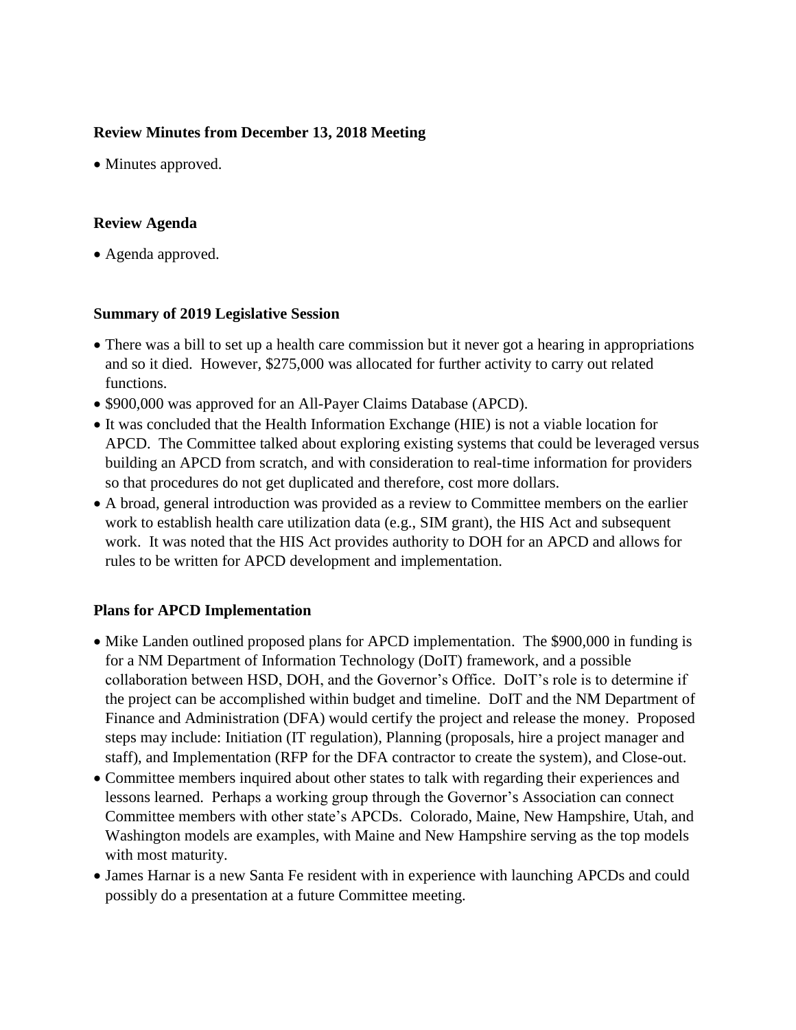**Review Minutes from December 13, 2018 Meeting**

- Minutes approved.

**Review Agenda**

- Agenda approved.

**Summary of 2019 Legislative Session**

- There was a bill to set up a health care commission but it never got a hearing in appropriations and so it died. However, $275,000 was allocated for further activity to carry out related functions.
- $900,000 was approved for an All-Payer Claims Database (APCD).
- It was concluded that the Health Information Exchange (HIE) is not a viable location for APCD. The Committee talked about exploring existing systems that could be leveraged versus building an APCD from scratch, and with consideration to real-time information for providers so that procedures do not get duplicated and therefore, cost more dollars.
- A broad, general introduction was provided as a review to Committee members on the earlier work to establish health care utilization data (e.g., SIM grant), the HIS Act and subsequent work. It was noted that the HIS Act provides authority to DOH for an APCD and allows for rules to be written for APCD development and implementation.

**Plans for APCD Implementation**

- Mike Landen outlined proposed plans for APCD implementation. The $900,000 in funding is for a NM Department of Information Technology (DoIT) framework, and a possible collaboration between HSD, DOH, and the Governor's Office. DoIT's role is to determine if the project can be accomplished within budget and timeline. DoIT and the NM Department of Finance and Administration (DFA) would certify the project and release the money. Proposed steps may include: Initiation (IT regulation), Planning (proposals, hire a project manager and staff), and Implementation (RFP for the DFA contractor to create the system), and Close-out.
- Committee members inquired about other states to talk with regarding their experiences and lessons learned. Perhaps a working group through the Governor's Association can connect Committee members with other state's APCDs. Colorado, Maine, New Hampshire, Utah, and Washington models are examples, with Maine and New Hampshire serving as the top models with most maturity.
- James Harnar is a new Santa Fe resident with in experience with launching APCDs and could possibly do a presentation at a future Committee meeting.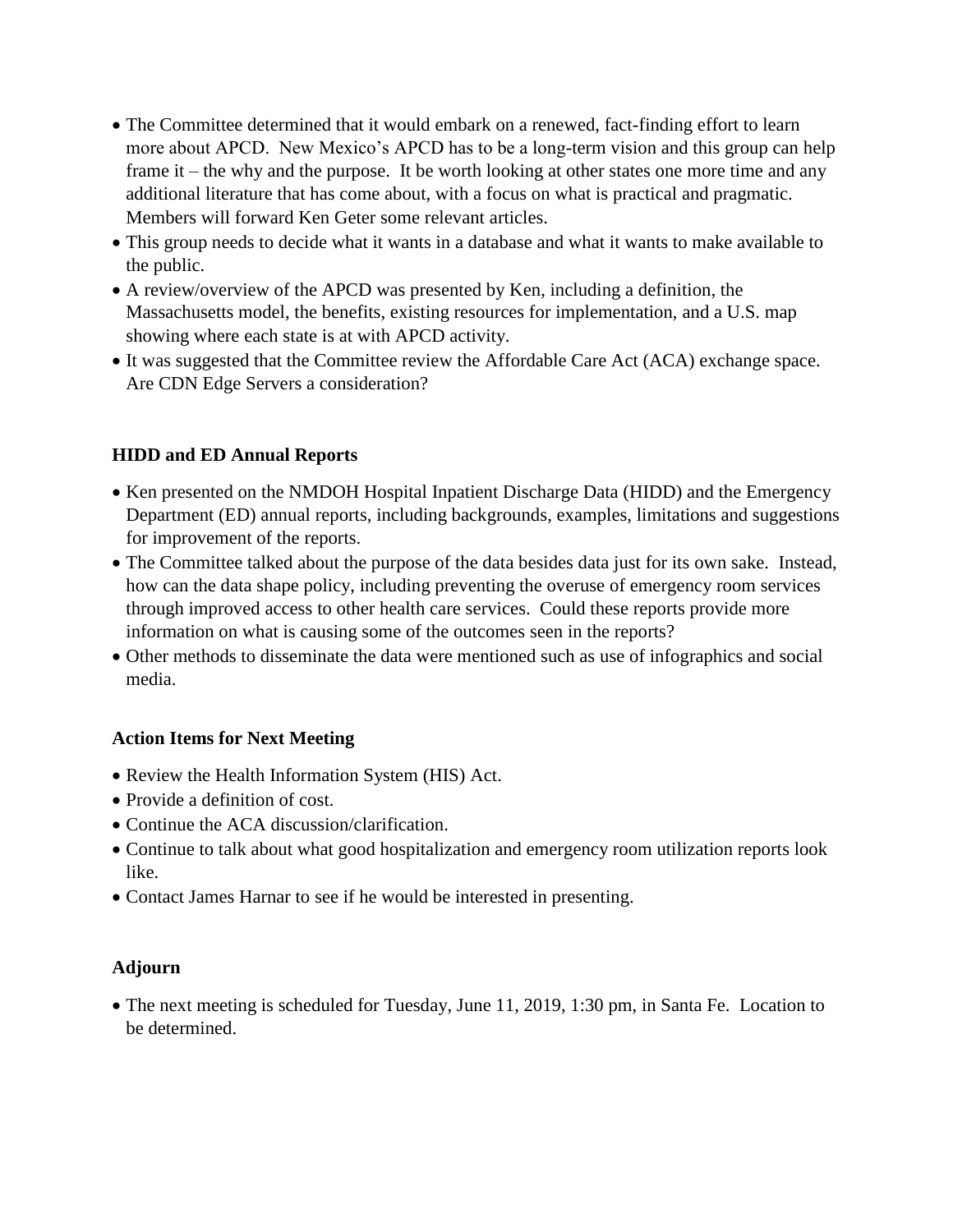- The Committee determined that it would embark on a renewed, fact-finding effort to learn more about APCD. New Mexico's APCD has to be a long-term vision and this group can help frame it – the why and the purpose. It be worth looking at other states one more time and any additional literature that has come about, with a focus on what is practical and pragmatic. Members will forward Ken Geter some relevant articles.
- This group needs to decide what it wants in a database and what it wants to make available to the public.
- A review/overview of the APCD was presented by Ken, including a definition, the Massachusetts model, the benefits, existing resources for implementation, and a U.S. map showing where each state is at with APCD activity.
- It was suggested that the Committee review the Affordable Care Act (ACA) exchange space. Are CDN Edge Servers a consideration?

**HIDD and ED Annual Reports**

- Ken presented on the NMDOH Hospital Inpatient Discharge Data (HIDD) and the Emergency Department (ED) annual reports, including backgrounds, examples, limitations and suggestions for improvement of the reports.
- The Committee talked about the purpose of the data besides data just for its own sake. Instead, how can the data shape policy, including preventing the overuse of emergency room services through improved access to other health care services. Could these reports provide more information on what is causing some of the outcomes seen in the reports?
- Other methods to disseminate the data were mentioned such as use of infographics and social media.

**Action Items for Next Meeting**

- Review the Health Information System (HIS) Act.
- Provide a definition of cost.
- Continue the ACA discussion/clarification.
- Continue to talk about what good hospitalization and emergency room utilization reports look like.
- Contact James Harnar to see if he would be interested in presenting.

**Adjourn**

- The next meeting is scheduled for Tuesday, June 11, 2019, 1:30 pm, in Santa Fe. Location to be determined.